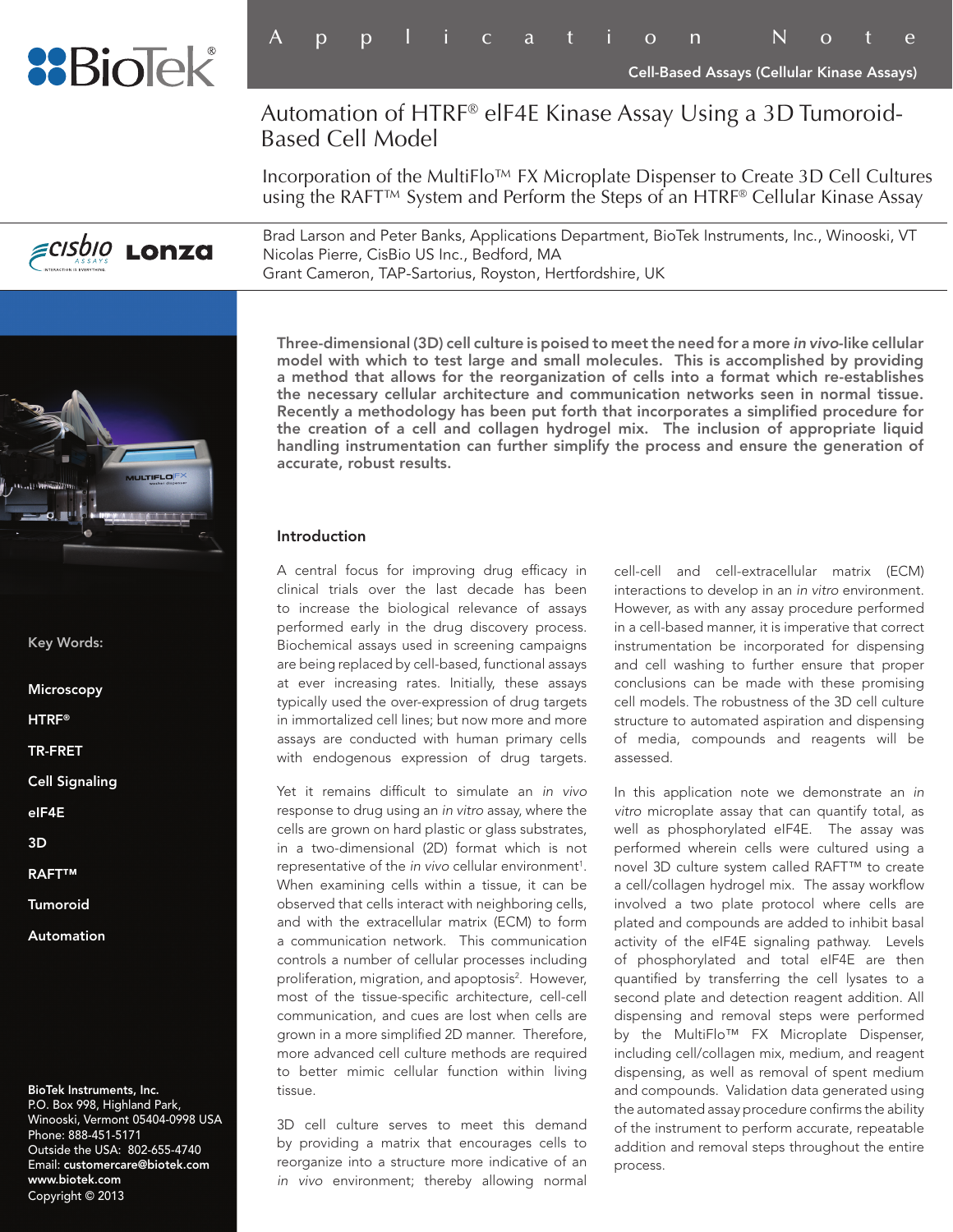# Application Note

Cell-Based Assays (Cellular Kinase Assays)

# Automation of HTRF® eIF4E Kinase Assay Using a 3D Tumoroid-Based Cell Model

## Incorporation of the MultiFlo™ FX Microplate Dispenser to Create 3D Cell Cultures using the RAFT™ System and Perform the Steps of an HTRF® Cellular Kinase Assay

Brad Larson and Peter Banks, Applications Department, BioTek Instruments, Inc., Winooski, VT
Nicolas Pierre, CisBio US Inc., Bedford, MA
Grant Cameron, TAP-Sartorius, Royston, Hertfordshire, UK

**Three-dimensional (3D) cell culture is poised to meet the need for a more *in vivo*-like cellular model with which to test large and small molecules. This is accomplished by providing a method that allows for the reorganization of cells into a format which re-establishes the necessary cellular architecture and communication networks seen in normal tissue. Recently a methodology has been put forth that incorporates a simplified procedure for the creation of a cell and collagen hydrogel mix. The inclusion of appropriate liquid handling instrumentation can further simplify the process and ensure the generation of accurate, robust results.**

Key Words:

- Microscopy
- HTRF®
- TR-FRET
- Cell Signaling
- eIF4E
- 3D
- RAFT™
- Tumoroid
- Automation

BioTek Instruments, Inc.
P.O. Box 998, Highland Park,
Winooski, Vermont 05404-0998 USA
Phone: 888-451-5171
Outside the USA: 802-655-4740
Email: customercare@biotek.com
www.biotek.com
Copyright © 2013

## Introduction

A central focus for improving drug efficacy in clinical trials over the last decade has been to increase the biological relevance of assays performed early in the drug discovery process. Biochemical assays used in screening campaigns are being replaced by cell-based, functional assays at ever increasing rates. Initially, these assays typically used the over-expression of drug targets in immortalized cell lines; but now more and more assays are conducted with human primary cells with endogenous expression of drug targets.

Yet it remains difficult to simulate an *in vivo* response to drug using an *in vitro* assay, where the cells are grown on hard plastic or glass substrates, in a two-dimensional (2D) format which is not representative of the *in vivo* cellular environment[1]. When examining cells within a tissue, it can be observed that cells interact with neighboring cells, and with the extracellular matrix (ECM) to form a communication network. This communication controls a number of cellular processes including proliferation, migration, and apoptosis[2]. However, most of the tissue-specific architecture, cell-cell communication, and cues are lost when cells are grown in a more simplified 2D manner. Therefore, more advanced cell culture methods are required to better mimic cellular function within living tissue.

3D cell culture serves to meet this demand by providing a matrix that encourages cells to reorganize into a structure more indicative of an *in vivo* environment; thereby allowing normal cell-cell and cell-extracellular matrix (ECM) interactions to develop in an *in vitro* environment. However, as with any assay procedure performed in a cell-based manner, it is imperative that correct instrumentation be incorporated for dispensing and cell washing to further ensure that proper conclusions can be made with these promising cell models. The robustness of the 3D cell culture structure to automated aspiration and dispensing of media, compounds and reagents will be assessed.

In this application note we demonstrate an *in vitro* microplate assay that can quantify total, as well as phosphorylated eIF4E. The assay was performed wherein cells were cultured using a novel 3D culture system called RAFT™ to create a cell/collagen hydrogel mix. The assay workflow involved a two plate protocol where cells are plated and compounds are added to inhibit basal activity of the eIF4E signaling pathway. Levels of phosphorylated and total eIF4E are then quantified by transferring the cell lysates to a second plate and detection reagent addition. All dispensing and removal steps were performed by the MultiFlo™ FX Microplate Dispenser, including cell/collagen mix, medium, and reagent dispensing, as well as removal of spent medium and compounds. Validation data generated using the automated assay procedure confirms the ability of the instrument to perform accurate, repeatable addition and removal steps throughout the entire process.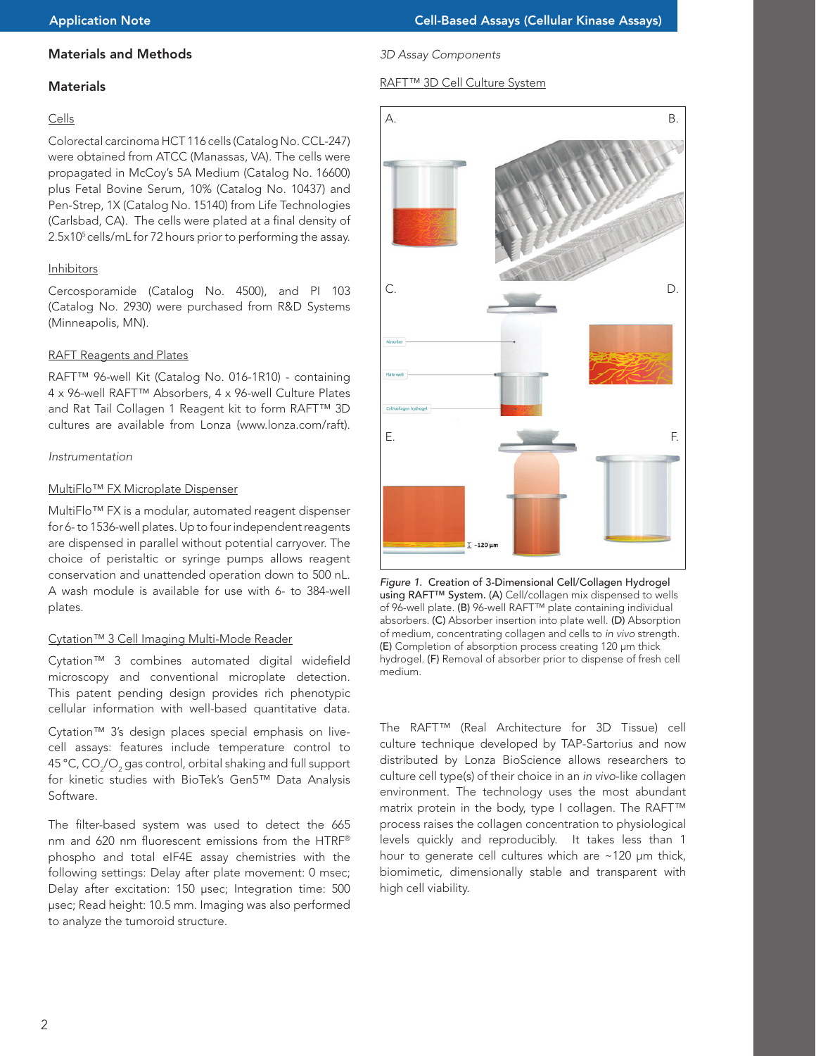## Materials and Methods

### Materials

Cells

Colorectal carcinoma HCT 116 cells (Catalog No. CCL-247) were obtained from ATCC (Manassas, VA). The cells were propagated in McCoy's 5A Medium (Catalog No. 16600) plus Fetal Bovine Serum, 10% (Catalog No. 10437) and Pen-Strep, 1X (Catalog No. 15140) from Life Technologies (Carlsbad, CA). The cells were plated at a final density of $2.5 \times 10^5$ cells/mL for 72 hours prior to performing the assay.

Inhibitors

Cercosporamide (Catalog No. 4500), and PI 103 (Catalog No. 2930) were purchased from R&D Systems (Minneapolis, MN).

RAFT Reagents and Plates

RAFT™ 96-well Kit (Catalog No. 016-1R10) - containing 4 x 96-well RAFT™ Absorbers, 4 x 96-well Culture Plates and Rat Tail Collagen 1 Reagent kit to form RAFT™ 3D cultures are available from Lonza (www.lonza.com/raft).

*Instrumentation*

MultiFlo™ FX Microplate Dispenser

MultiFlo™ FX is a modular, automated reagent dispenser for 6- to 1536-well plates. Up to four independent reagents are dispensed in parallel without potential carryover. The choice of peristaltic or syringe pumps allows reagent conservation and unattended operation down to 500 nL. A wash module is available for use with 6- to 384-well plates.

Cytation™ 3 Cell Imaging Multi-Mode Reader

Cytation™ 3 combines automated digital widefield microscopy and conventional microplate detection. This patent pending design provides rich phenotypic cellular information with well-based quantitative data.

Cytation™ 3's design places special emphasis on live-cell assays: features include temperature control to 45 °C, $CO_2/O_2$ gas control, orbital shaking and full support for kinetic studies with BioTek's Gen5™ Data Analysis Software.

The filter-based system was used to detect the 665 nm and 620 nm fluorescent emissions from the HTRF® phospho and total eIF4E assay chemistries with the following settings: Delay after plate movement: 0 msec; Delay after excitation: 150 µsec; Integration time: 500 µsec; Read height: 10.5 mm. Imaging was also performed to analyze the tumoroid structure.

*3D Assay Components*

RAFT™ 3D Cell Culture System

*Figure 1.* Creation of 3-Dimensional Cell/Collagen Hydrogel using RAFT™ System. **(A)** Cell/collagen mix dispensed to wells of 96-well plate. **(B)** 96-well RAFT™ plate containing individual absorbers. **(C)** Absorber insertion into plate well. **(D)** Absorption of medium, concentrating collagen and cells to *in vivo* strength. **(E)** Completion of absorption process creating 120 µm thick hydrogel. **(F)** Removal of absorber prior to dispense of fresh cell medium.

The RAFT™ (Real Architecture for 3D Tissue) cell culture technique developed by TAP-Sartorius and now distributed by Lonza BioScience allows researchers to culture cell type(s) of their choice in an *in vivo*-like collagen environment. The technology uses the most abundant matrix protein in the body, type I collagen. The RAFT™ process raises the collagen concentration to physiological levels quickly and reproducibly. It takes less than 1 hour to generate cell cultures which are ~120 µm thick, biomimetic, dimensionally stable and transparent with high cell viability.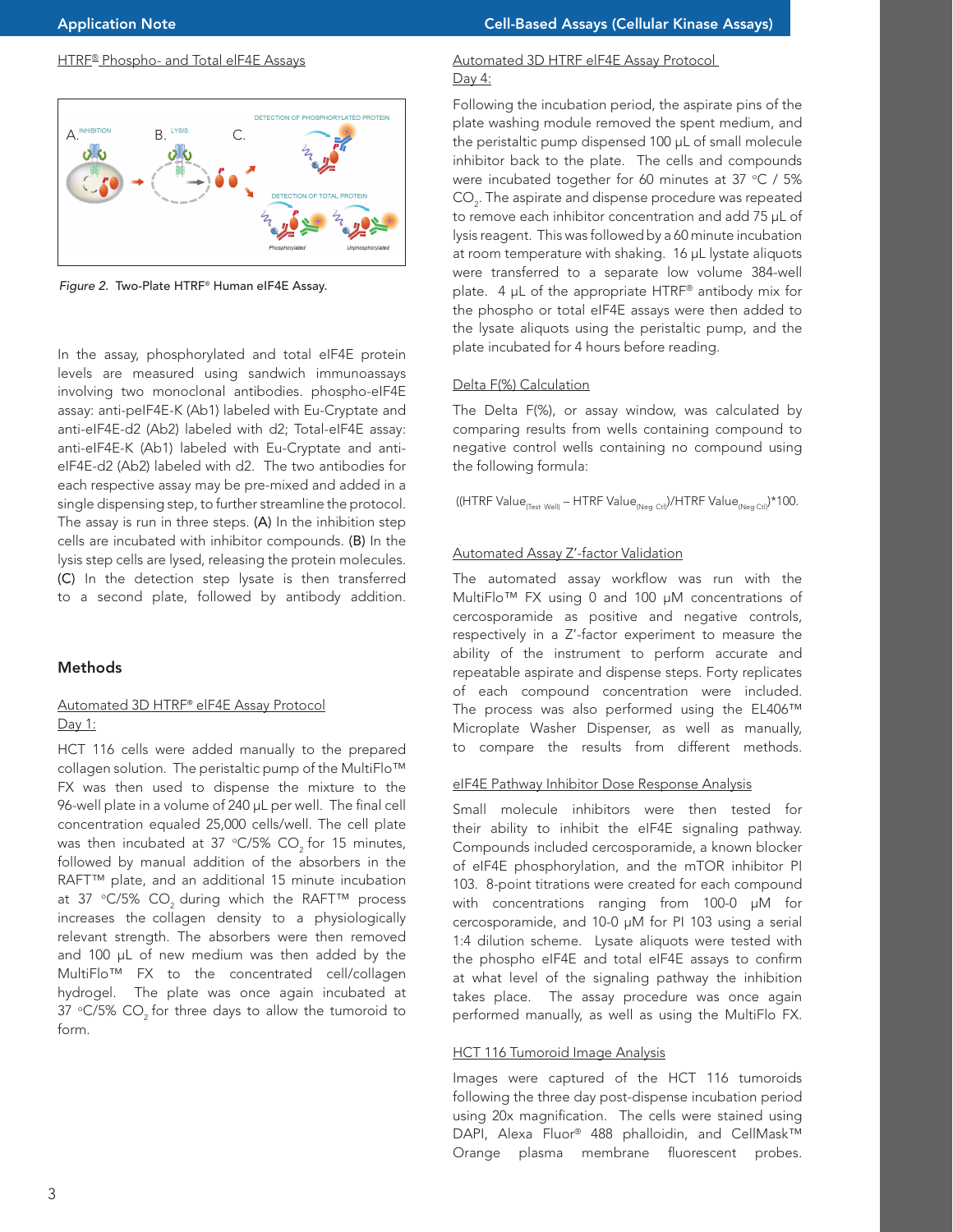HTRF® Phospho- and Total eIF4E Assays

*Figure 2.* Two-Plate HTRF® Human eIF4E Assay.

In the assay, phosphorylated and total eIF4E protein levels are measured using sandwich immunoassays involving two monoclonal antibodies. phospho-eIF4E assay: anti-peIF4E-K (Ab1) labeled with Eu-Cryptate and anti-eIF4E-d2 (Ab2) labeled with d2; Total-eIF4E assay: anti-eIF4E-K (Ab1) labeled with Eu-Cryptate and anti-eIF4E-d2 (Ab2) labeled with d2. The two antibodies for each respective assay may be pre-mixed and added in a single dispensing step, to further streamline the protocol. The assay is run in three steps. **(A)** In the inhibition step cells are incubated with inhibitor compounds. **(B)** In the lysis step cells are lysed, releasing the protein molecules. **(C)** In the detection step lysate is then transferred to a second plate, followed by antibody addition.

## Methods

Automated 3D HTRF® eIF4E Assay Protocol
Day 1:

HCT 116 cells were added manually to the prepared collagen solution. The peristaltic pump of the MultiFlo™ FX was then used to dispense the mixture to the 96-well plate in a volume of 240 µL per well. The final cell concentration equaled 25,000 cells/well. The cell plate was then incubated at 37 °C/5% $CO_2$ for 15 minutes, followed by manual addition of the absorbers in the RAFT™ plate, and an additional 15 minute incubation at 37 °C/5% $CO_2$ during which the RAFT™ process increases the collagen density to a physiologically relevant strength. The absorbers were then removed and 100 µL of new medium was then added by the MultiFlo™ FX to the concentrated cell/collagen hydrogel. The plate was once again incubated at 37 °C/5% $CO_2$ for three days to allow the tumoroid to form.

Automated 3D HTRF eIF4E Assay Protocol
Day 4:

Following the incubation period, the aspirate pins of the plate washing module removed the spent medium, and the peristaltic pump dispensed 100 µL of small molecule inhibitor back to the plate. The cells and compounds were incubated together for 60 minutes at 37 °C / 5% $CO_2$. The aspirate and dispense procedure was repeated to remove each inhibitor concentration and add 75 µL of lysis reagent. This was followed by a 60 minute incubation at room temperature with shaking. 16 µL lysate aliquots were transferred to a separate low volume 384-well plate. 4 µL of the appropriate HTRF® antibody mix for the phospho or total eIF4E assays were then added to the lysate aliquots using the peristaltic pump, and the plate incubated for 4 hours before reading.

Delta F(%) Calculation

The Delta F(%), or assay window, was calculated by comparing results from wells containing compound to negative control wells containing no compound using the following formula:

$$((\text{HTRF Value}_{(\text{Test Well})} - \text{HTRF Value}_{(\text{Neg Ctl})})/\text{HTRF Value}_{(\text{Neg Ctl})})*100.$$

Automated Assay Z'-factor Validation

The automated assay workflow was run with the MultiFlo™ FX using 0 and 100 µM concentrations of cercosporamide as positive and negative controls, respectively in a Z'-factor experiment to measure the ability of the instrument to perform accurate and repeatable aspirate and dispense steps. Forty replicates of each compound concentration were included. The process was also performed using the EL406™ Microplate Washer Dispenser, as well as manually, to compare the results from different methods.

eIF4E Pathway Inhibitor Dose Response Analysis

Small molecule inhibitors were then tested for their ability to inhibit the eIF4E signaling pathway. Compounds included cercosporamide, a known blocker of eIF4E phosphorylation, and the mTOR inhibitor PI 103. 8-point titrations were created for each compound with concentrations ranging from 100-0 µM for cercosporamide, and 10-0 µM for PI 103 using a serial 1:4 dilution scheme. Lysate aliquots were tested with the phospho eIF4E and total eIF4E assays to confirm at what level of the signaling pathway the inhibition takes place. The assay procedure was once again performed manually, as well as using the MultiFlo FX.

HCT 116 Tumoroid Image Analysis

Images were captured of the HCT 116 tumoroids following the three day post-dispense incubation period using 20x magnification. The cells were stained using DAPI, Alexa Fluor® 488 phalloidin, and CellMask™ Orange plasma membrane fluorescent probes.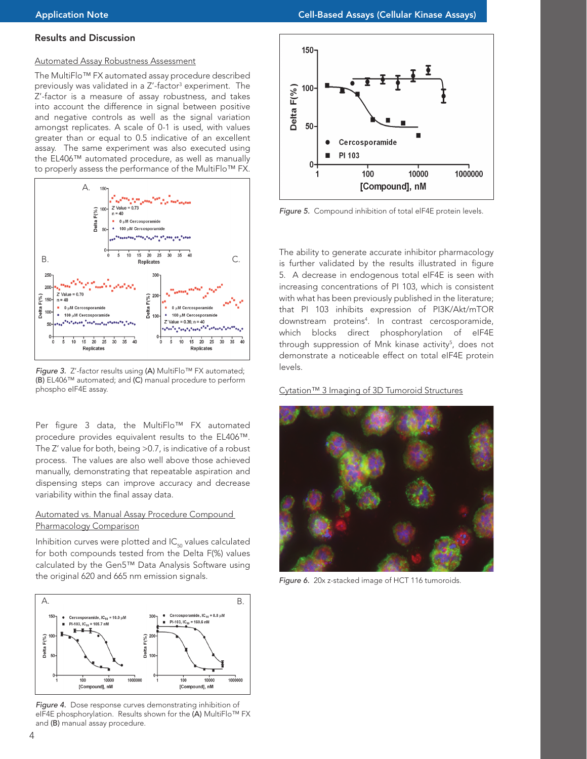## Results and Discussion

### Automated Assay Robustness Assessment

The MultiFlo™ FX automated assay procedure described previously was validated in a Z'-factor[3] experiment. The Z'-factor is a measure of assay robustness, and takes into account the difference in signal between positive and negative controls as well as the signal variation amongst replicates. A scale of 0-1 is used, with values greater than or equal to 0.5 indicative of an excellent assay. The same experiment was also executed using the EL406™ automated procedure, as well as manually to properly assess the performance of the MultiFlo™ FX.

*Figure 3.* Z'-factor results using (A) MultiFlo™ FX automated; (B) EL406™ automated; and (C) manual procedure to perform phospho eIF4E assay.

Per figure 3 data, the MultiFlo™ FX automated procedure provides equivalent results to the EL406™. The Z' value for both, being >0.7, is indicative of a robust process. The values are also well above those achieved manually, demonstrating that repeatable aspiration and dispensing steps can improve accuracy and decrease variability within the final assay data.

### Automated vs. Manual Assay Procedure Compound Pharmacology Comparison

Inhibition curves were plotted and $IC_{50}$ values calculated for both compounds tested from the Delta F(%) values calculated by the Gen5™ Data Analysis Software using the original 620 and 665 nm emission signals.

*Figure 4.* Dose response curves demonstrating inhibition of eIF4E phosphorylation. Results shown for the (A) MultiFlo™ FX and (B) manual assay procedure.

*Figure 5.* Compound inhibition of total eIF4E protein levels.

The ability to generate accurate inhibitor pharmacology is further validated by the results illustrated in figure 5. A decrease in endogenous total eIF4E is seen with increasing concentrations of PI 103, which is consistent with what has been previously published in the literature; that PI 103 inhibits expression of PI3K/Akt/mTOR downstream proteins[4]. In contrast cercosporamide, which blocks direct phosphorylation of eIF4E through suppression of Mnk kinase activity[5], does not demonstrate a noticeable effect on total eIF4E protein levels.

### Cytation™ 3 Imaging of 3D Tumoroid Structures

*Figure 6.* 20x z-stacked image of HCT 116 tumoroids.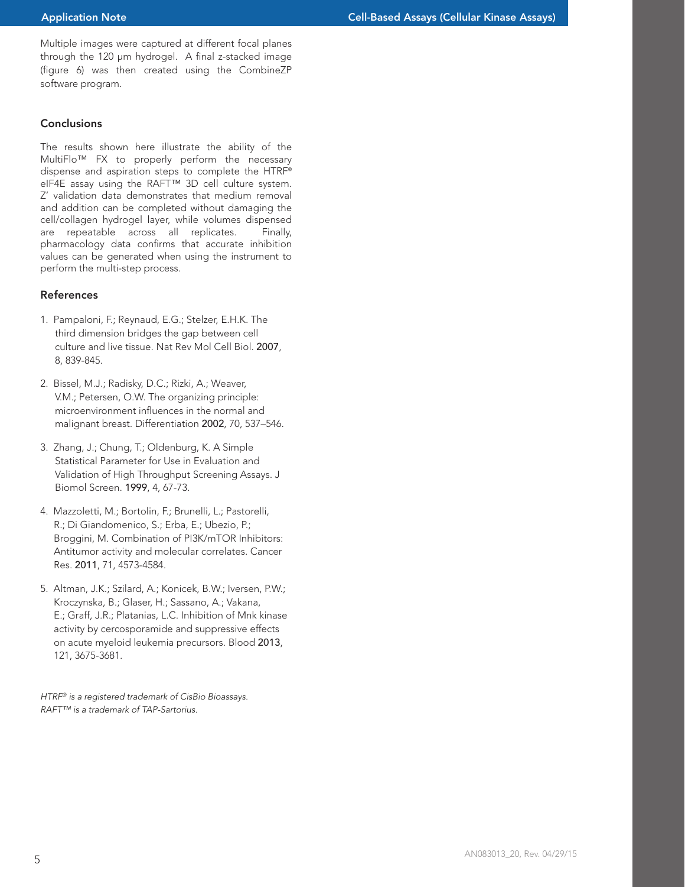Multiple images were captured at different focal planes through the 120 µm hydrogel. A final z-stacked image (figure 6) was then created using the CombineZP software program.

## Conclusions

The results shown here illustrate the ability of the MultiFlo™ FX to properly perform the necessary dispense and aspiration steps to complete the HTRF® eIF4E assay using the RAFT™ 3D cell culture system. Z' validation data demonstrates that medium removal and addition can be completed without damaging the cell/collagen hydrogel layer, while volumes dispensed are repeatable across all replicates. Finally, pharmacology data confirms that accurate inhibition values can be generated when using the instrument to perform the multi-step process.

## References

1. Pampaloni, F.; Reynaud, E.G.; Stelzer, E.H.K. The third dimension bridges the gap between cell culture and live tissue. Nat Rev Mol Cell Biol. **2007**, 8, 839-845.

2. Bissel, M.J.; Radisky, D.C.; Rizki, A.; Weaver, V.M.; Petersen, O.W. The organizing principle: microenvironment influences in the normal and malignant breast. Differentiation **2002**, 70, 537–546.

3. Zhang, J.; Chung, T.; Oldenburg, K. A Simple Statistical Parameter for Use in Evaluation and Validation of High Throughput Screening Assays. J Biomol Screen. **1999**, 4, 67-73.

4. Mazzoletti, M.; Bortolin, F.; Brunelli, L.; Pastorelli, R.; Di Giandomenico, S.; Erba, E.; Ubezio, P.; Broggini, M. Combination of PI3K/mTOR Inhibitors: Antitumor activity and molecular correlates. Cancer Res. **2011**, 71, 4573-4584.

5. Altman, J.K.; Szilard, A.; Konicek, B.W.; Iversen, P.W.; Kroczynska, B.; Glaser, H.; Sassano, A.; Vakana, E.; Graff, J.R.; Platanias, L.C. Inhibition of Mnk kinase activity by cercosporamide and suppressive effects on acute myeloid leukemia precursors. Blood **2013**, 121, 3675-3681.

*HTRF® is a registered trademark of CisBio Bioassays.*
*RAFT™ is a trademark of TAP-Sartorius.*

AN083013_20, Rev. 04/29/15